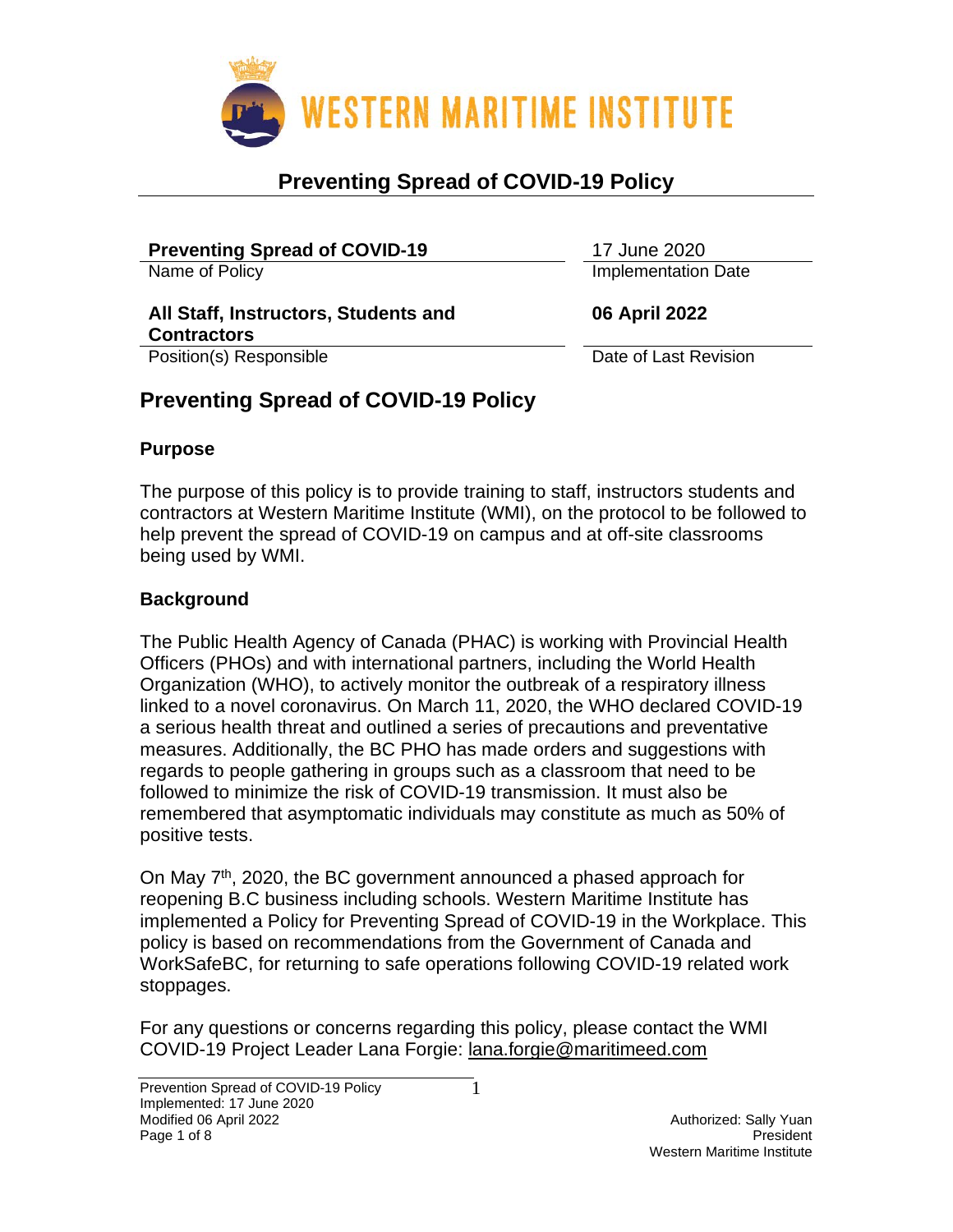WESTERN MARITIME INSTITUTE

# Preventing Spread of COVID-19 Policy

| | |
|---|---|
| **Preventing Spread of COVID-19** | 17 June 2020 |
| Name of Policy | Implementation Date |
| **All Staff, Instructors, Students and Contractors** | **06 April 2022** |
| Position(s) Responsible | Date of Last Revision |

## Preventing Spread of COVID-19 Policy

### Purpose

The purpose of this policy is to provide training to staff, instructors students and contractors at Western Maritime Institute (WMI), on the protocol to be followed to help prevent the spread of COVID-19 on campus and at off-site classrooms being used by WMI.

### Background

The Public Health Agency of Canada (PHAC) is working with Provincial Health Officers (PHOs) and with international partners, including the World Health Organization (WHO), to actively monitor the outbreak of a respiratory illness linked to a novel coronavirus. On March 11, 2020, the WHO declared COVID-19 a serious health threat and outlined a series of precautions and preventative measures. Additionally, the BC PHO has made orders and suggestions with regards to people gathering in groups such as a classroom that need to be followed to minimize the risk of COVID-19 transmission. It must also be remembered that asymptomatic individuals may constitute as much as 50% of positive tests.

On May 7th, 2020, the BC government announced a phased approach for reopening B.C business including schools. Western Maritime Institute has implemented a Policy for Preventing Spread of COVID-19 in the Workplace. This policy is based on recommendations from the Government of Canada and WorkSafeBC, for returning to safe operations following COVID-19 related work stoppages.

For any questions or concerns regarding this policy, please contact the WMI COVID-19 Project Leader Lana Forgie: lana.forgie@maritimeed.com

Authorized: Sally Yuan
President
Western Maritime Institute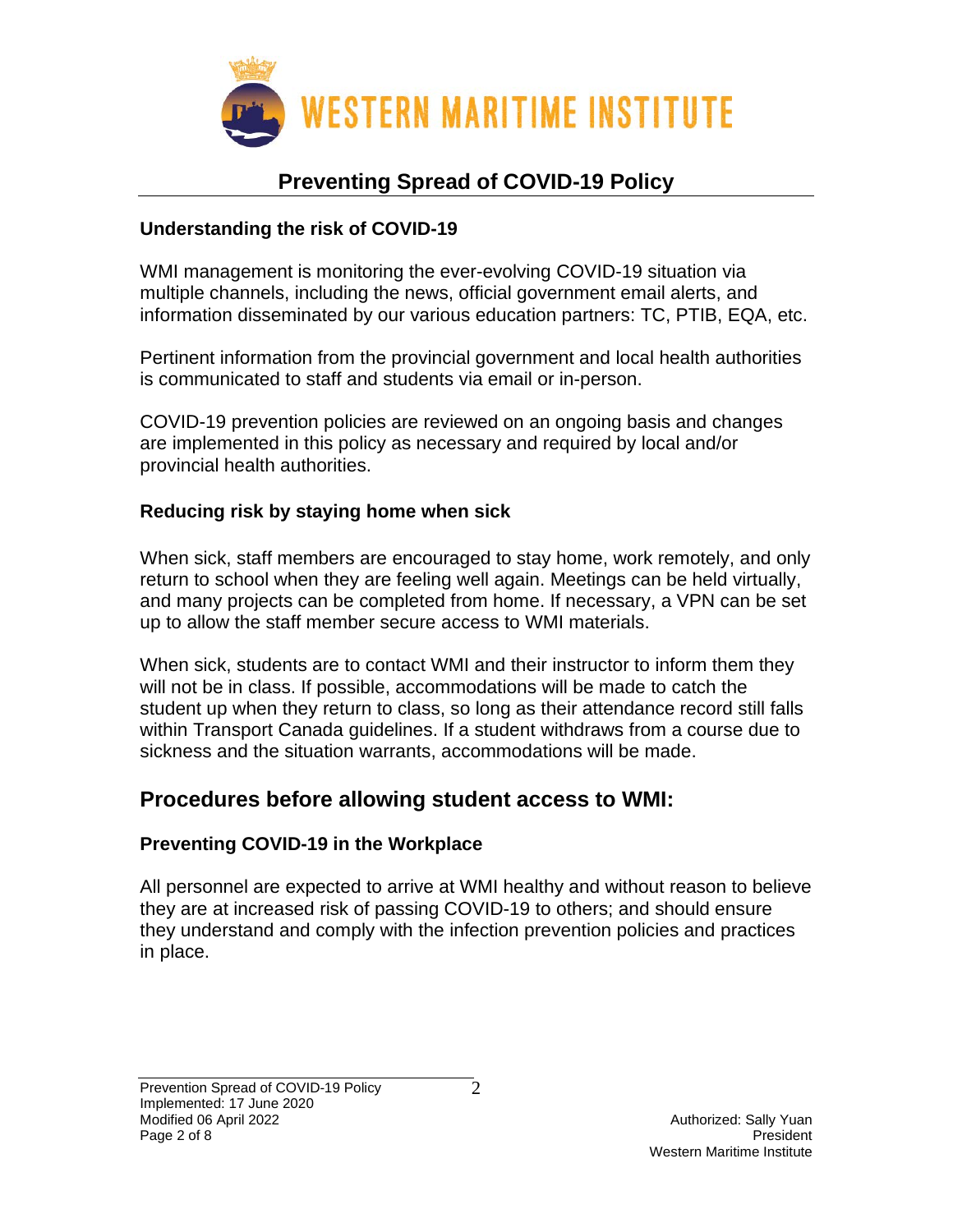## Preventing Spread of COVID-19 Policy

### Understanding the risk of COVID-19

WMI management is monitoring the ever-evolving COVID-19 situation via multiple channels, including the news, official government email alerts, and information disseminated by our various education partners: TC, PTIB, EQA, etc.

Pertinent information from the provincial government and local health authorities is communicated to staff and students via email or in-person.

COVID-19 prevention policies are reviewed on an ongoing basis and changes are implemented in this policy as necessary and required by local and/or provincial health authorities.

### Reducing risk by staying home when sick

When sick, staff members are encouraged to stay home, work remotely, and only return to school when they are feeling well again. Meetings can be held virtually, and many projects can be completed from home. If necessary, a VPN can be set up to allow the staff member secure access to WMI materials.

When sick, students are to contact WMI and their instructor to inform them they will not be in class. If possible, accommodations will be made to catch the student up when they return to class, so long as their attendance record still falls within Transport Canada guidelines. If a student withdraws from a course due to sickness and the situation warrants, accommodations will be made.

## Procedures before allowing student access to WMI:

### Preventing COVID-19 in the Workplace

All personnel are expected to arrive at WMI healthy and without reason to believe they are at increased risk of passing COVID-19 to others; and should ensure they understand and comply with the infection prevention policies and practices in place.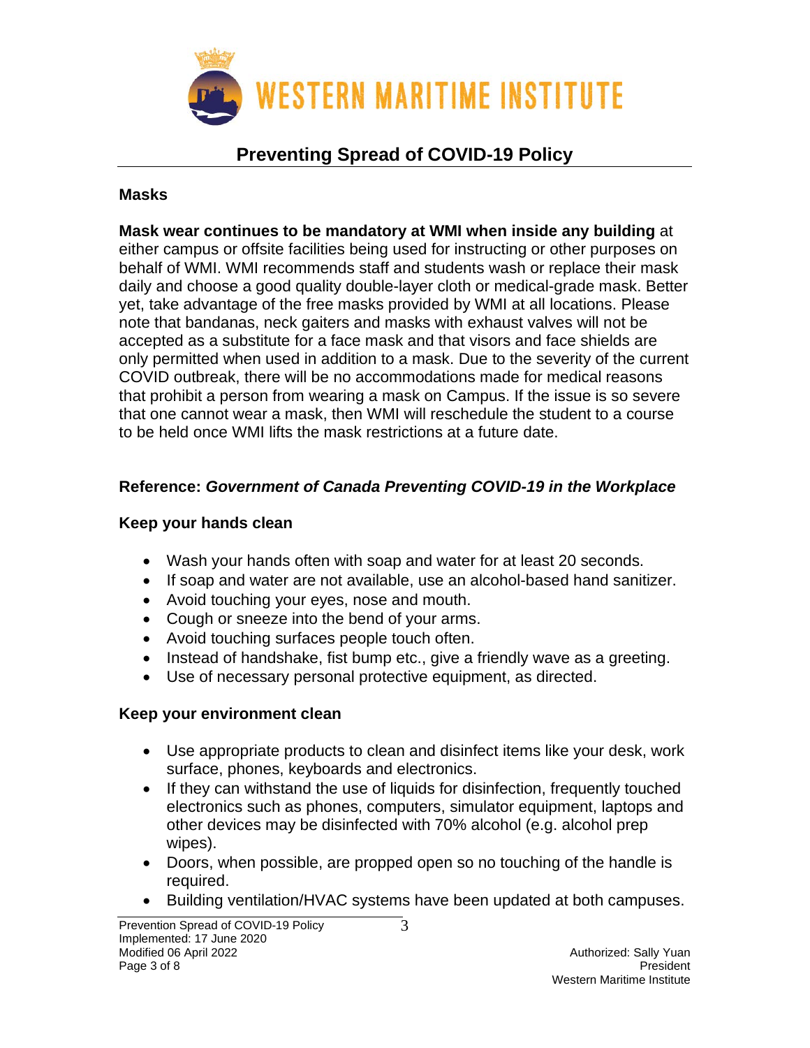# Preventing Spread of COVID-19 Policy

## Masks

**Mask wear continues to be mandatory at WMI when inside any building** at either campus or offsite facilities being used for instructing or other purposes on behalf of WMI. WMI recommends staff and students wash or replace their mask daily and choose a good quality double-layer cloth or medical-grade mask. Better yet, take advantage of the free masks provided by WMI at all locations. Please note that bandanas, neck gaiters and masks with exhaust valves will not be accepted as a substitute for a face mask and that visors and face shields are only permitted when used in addition to a mask. Due to the severity of the current COVID outbreak, there will be no accommodations made for medical reasons that prohibit a person from wearing a mask on Campus. If the issue is so severe that one cannot wear a mask, then WMI will reschedule the student to a course to be held once WMI lifts the mask restrictions at a future date.

## Reference: *Government of Canada Preventing COVID-19 in the Workplace*

### Keep your hands clean

- Wash your hands often with soap and water for at least 20 seconds.
- If soap and water are not available, use an alcohol-based hand sanitizer.
- Avoid touching your eyes, nose and mouth.
- Cough or sneeze into the bend of your arms.
- Avoid touching surfaces people touch often.
- Instead of handshake, fist bump etc., give a friendly wave as a greeting.
- Use of necessary personal protective equipment, as directed.

### Keep your environment clean

- Use appropriate products to clean and disinfect items like your desk, work surface, phones, keyboards and electronics.
- If they can withstand the use of liquids for disinfection, frequently touched electronics such as phones, computers, simulator equipment, laptops and other devices may be disinfected with 70% alcohol (e.g. alcohol prep wipes).
- Doors, when possible, are propped open so no touching of the handle is required.
- Building ventilation/HVAC systems have been updated at both campuses.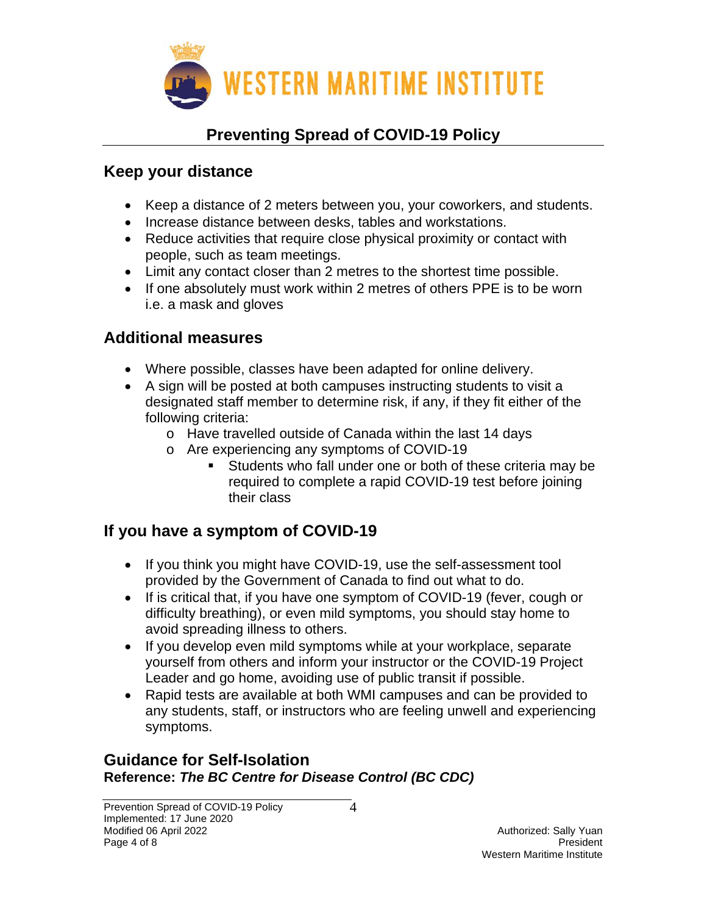# WESTERN MARITIME INSTITUTE

## Preventing Spread of COVID-19 Policy

### Keep your distance

- Keep a distance of 2 meters between you, your coworkers, and students.
- Increase distance between desks, tables and workstations.
- Reduce activities that require close physical proximity or contact with people, such as team meetings.
- Limit any contact closer than 2 metres to the shortest time possible.
- If one absolutely must work within 2 metres of others PPE is to be worn i.e. a mask and gloves

### Additional measures

- Where possible, classes have been adapted for online delivery.
- A sign will be posted at both campuses instructing students to visit a designated staff member to determine risk, if any, if they fit either of the following criteria:
    - Have travelled outside of Canada within the last 14 days
    - Are experiencing any symptoms of COVID-19
        - Students who fall under one or both of these criteria may be required to complete a rapid COVID-19 test before joining their class

### If you have a symptom of COVID-19

- If you think you might have COVID-19, use the self-assessment tool provided by the Government of Canada to find out what to do.
- It is critical that, if you have one symptom of COVID-19 (fever, cough or difficulty breathing), or even mild symptoms, you should stay home to avoid spreading illness to others.
- If you develop even mild symptoms while at your workplace, separate yourself from others and inform your instructor or the COVID-19 Project Leader and go home, avoiding use of public transit if possible.
- Rapid tests are available at both WMI campuses and can be provided to any students, staff, or instructors who are feeling unwell and experiencing symptoms.

### Guidance for Self-Isolation

**Reference: *The BC Centre for Disease Control (BC CDC)***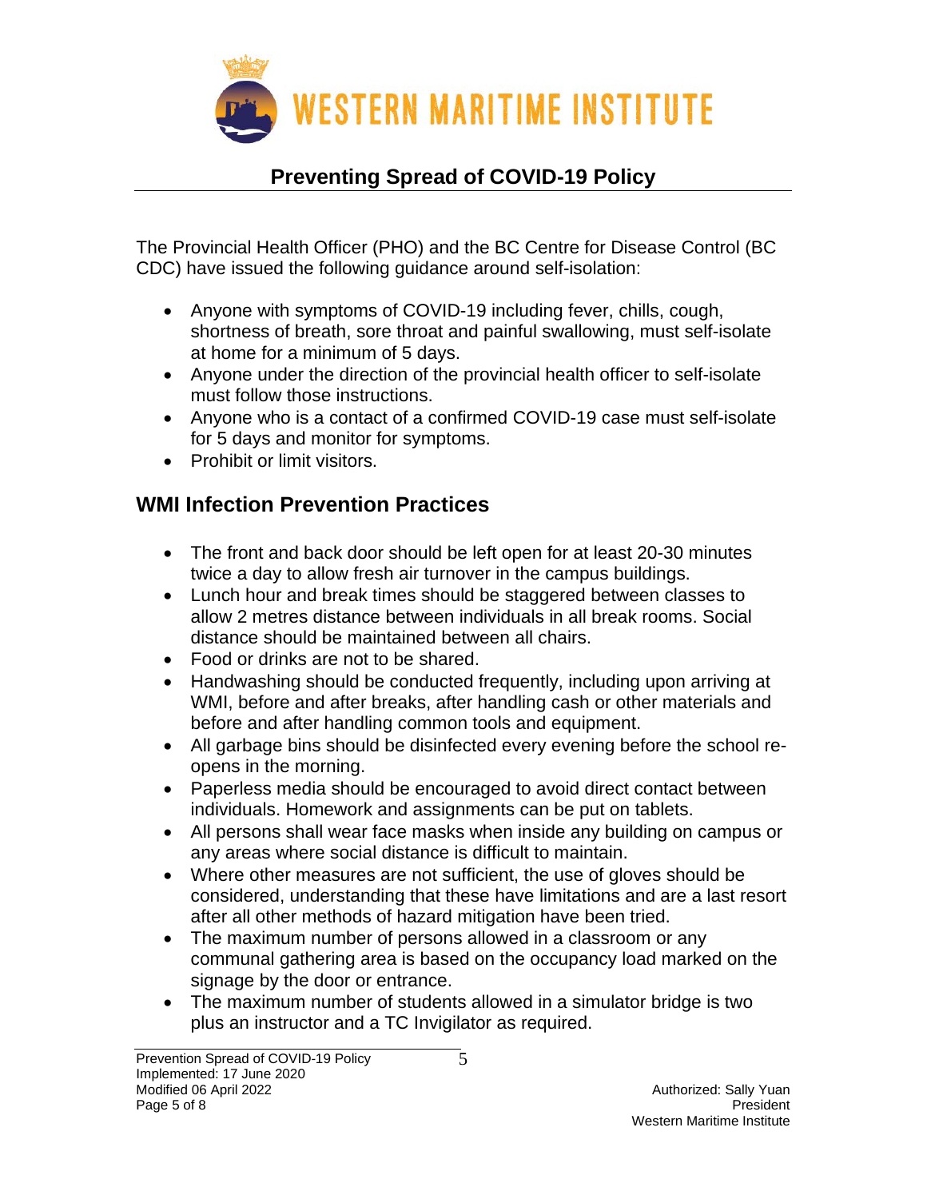# Preventing Spread of COVID-19 Policy

The Provincial Health Officer (PHO) and the BC Centre for Disease Control (BC CDC) have issued the following guidance around self-isolation:

- Anyone with symptoms of COVID-19 including fever, chills, cough, shortness of breath, sore throat and painful swallowing, must self-isolate at home for a minimum of 5 days.
- Anyone under the direction of the provincial health officer to self-isolate must follow those instructions.
- Anyone who is a contact of a confirmed COVID-19 case must self-isolate for 5 days and monitor for symptoms.
- Prohibit or limit visitors.

## WMI Infection Prevention Practices

- The front and back door should be left open for at least 20-30 minutes twice a day to allow fresh air turnover in the campus buildings.
- Lunch hour and break times should be staggered between classes to allow 2 metres distance between individuals in all break rooms. Social distance should be maintained between all chairs.
- Food or drinks are not to be shared.
- Handwashing should be conducted frequently, including upon arriving at WMI, before and after breaks, after handling cash or other materials and before and after handling common tools and equipment.
- All garbage bins should be disinfected every evening before the school re-opens in the morning.
- Paperless media should be encouraged to avoid direct contact between individuals. Homework and assignments can be put on tablets.
- All persons shall wear face masks when inside any building on campus or any areas where social distance is difficult to maintain.
- Where other measures are not sufficient, the use of gloves should be considered, understanding that these have limitations and are a last resort after all other methods of hazard mitigation have been tried.
- The maximum number of persons allowed in a classroom or any communal gathering area is based on the occupancy load marked on the signage by the door or entrance.
- The maximum number of students allowed in a simulator bridge is two plus an instructor and a TC Invigilator as required.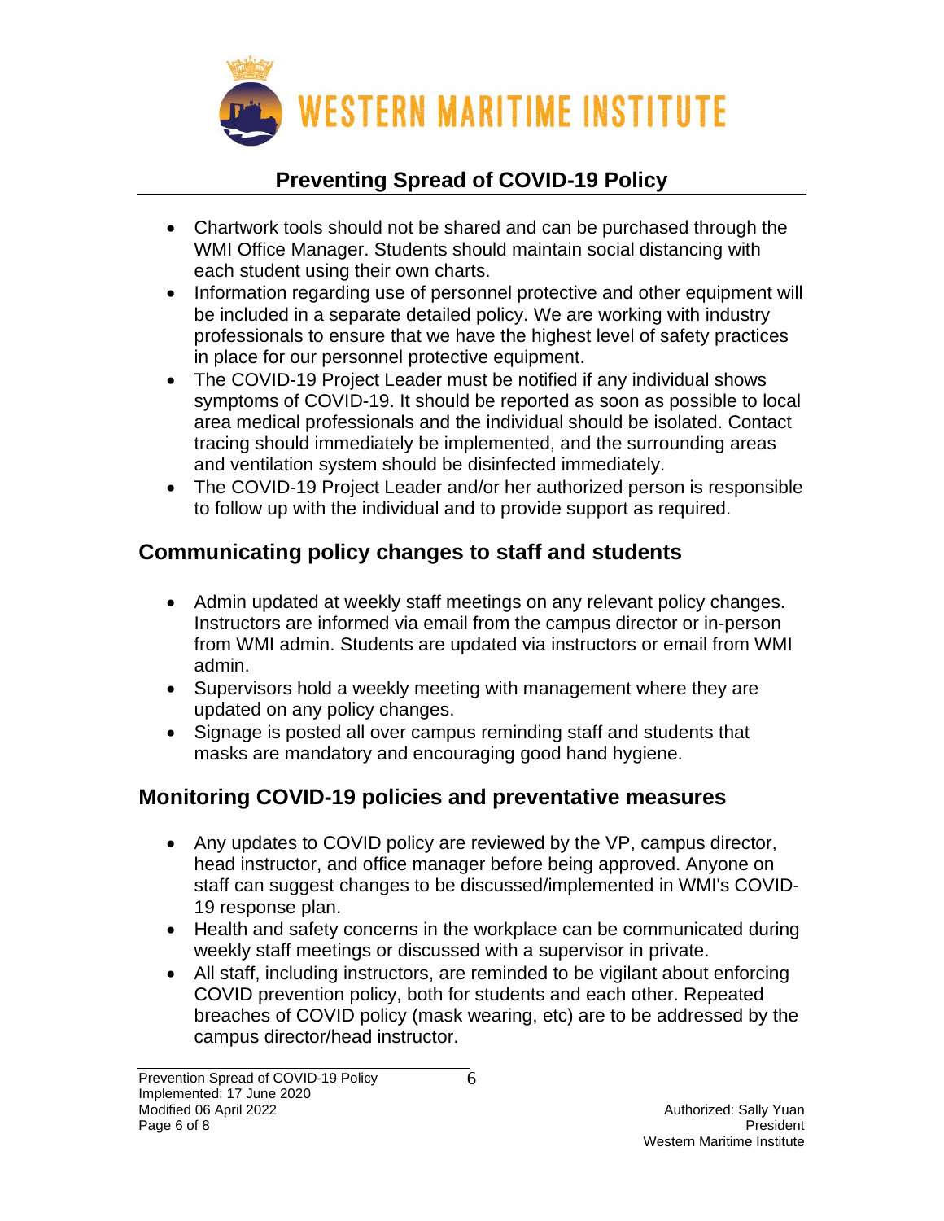- Chartwork tools should not be shared and can be purchased through the WMI Office Manager. Students should maintain social distancing with each student using their own charts.
- Information regarding use of personnel protective and other equipment will be included in a separate detailed policy. We are working with industry professionals to ensure that we have the highest level of safety practices in place for our personnel protective equipment.
- The COVID-19 Project Leader must be notified if any individual shows symptoms of COVID-19. It should be reported as soon as possible to local area medical professionals and the individual should be isolated. Contact tracing should immediately be implemented, and the surrounding areas and ventilation system should be disinfected immediately.
- The COVID-19 Project Leader and/or her authorized person is responsible to follow up with the individual and to provide support as required.

## Communicating policy changes to staff and students

- Admin updated at weekly staff meetings on any relevant policy changes. Instructors are informed via email from the campus director or in-person from WMI admin. Students are updated via instructors or email from WMI admin.
- Supervisors hold a weekly meeting with management where they are updated on any policy changes.
- Signage is posted all over campus reminding staff and students that masks are mandatory and encouraging good hand hygiene.

## Monitoring COVID-19 policies and preventative measures

- Any updates to COVID policy are reviewed by the VP, campus director, head instructor, and office manager before being approved. Anyone on staff can suggest changes to be discussed/implemented in WMI's COVID-19 response plan.
- Health and safety concerns in the workplace can be communicated during weekly staff meetings or discussed with a supervisor in private.
- All staff, including instructors, are reminded to be vigilant about enforcing COVID prevention policy, both for students and each other. Repeated breaches of COVID policy (mask wearing, etc) are to be addressed by the campus director/head instructor.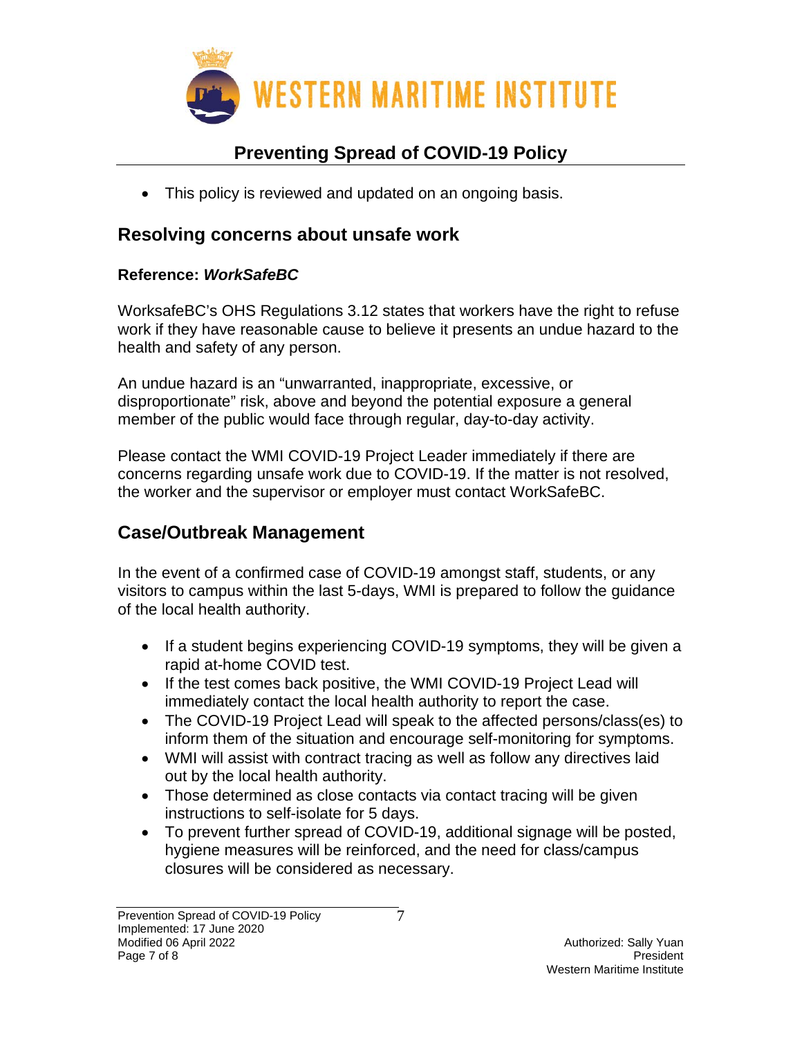- This policy is reviewed and updated on an ongoing basis.

## Resolving concerns about unsafe work

**Reference: *WorkSafeBC***

WorksafeBC's OHS Regulations 3.12 states that workers have the right to refuse work if they have reasonable cause to believe it presents an undue hazard to the health and safety of any person.

An undue hazard is an "unwarranted, inappropriate, excessive, or disproportionate" risk, above and beyond the potential exposure a general member of the public would face through regular, day-to-day activity.

Please contact the WMI COVID-19 Project Leader immediately if there are concerns regarding unsafe work due to COVID-19. If the matter is not resolved, the worker and the supervisor or employer must contact WorkSafeBC.

## Case/Outbreak Management

In the event of a confirmed case of COVID-19 amongst staff, students, or any visitors to campus within the last 5-days, WMI is prepared to follow the guidance of the local health authority.

- If a student begins experiencing COVID-19 symptoms, they will be given a rapid at-home COVID test.
- If the test comes back positive, the WMI COVID-19 Project Lead will immediately contact the local health authority to report the case.
- The COVID-19 Project Lead will speak to the affected persons/class(es) to inform them of the situation and encourage self-monitoring for symptoms.
- WMI will assist with contract tracing as well as follow any directives laid out by the local health authority.
- Those determined as close contacts via contact tracing will be given instructions to self-isolate for 5 days.
- To prevent further spread of COVID-19, additional signage will be posted, hygiene measures will be reinforced, and the need for class/campus closures will be considered as necessary.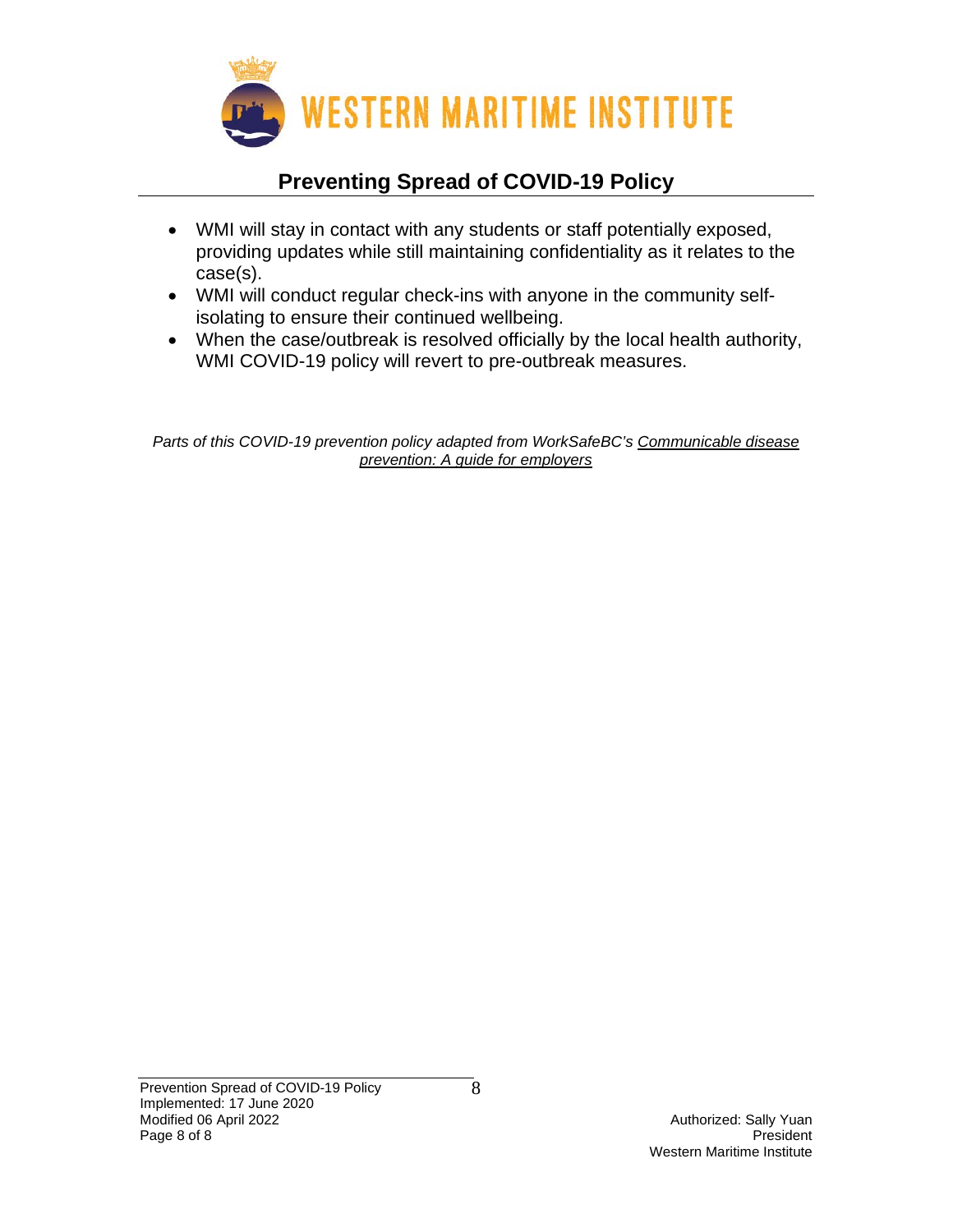## Preventing Spread of COVID-19 Policy

- WMI will stay in contact with any students or staff potentially exposed, providing updates while still maintaining confidentiality as it relates to the case(s).
- WMI will conduct regular check-ins with anyone in the community self-isolating to ensure their continued wellbeing.
- When the case/outbreak is resolved officially by the local health authority, WMI COVID-19 policy will revert to pre-outbreak measures.

*Parts of this COVID-19 prevention policy adapted from WorkSafeBC's Communicable disease prevention: A guide for employers*